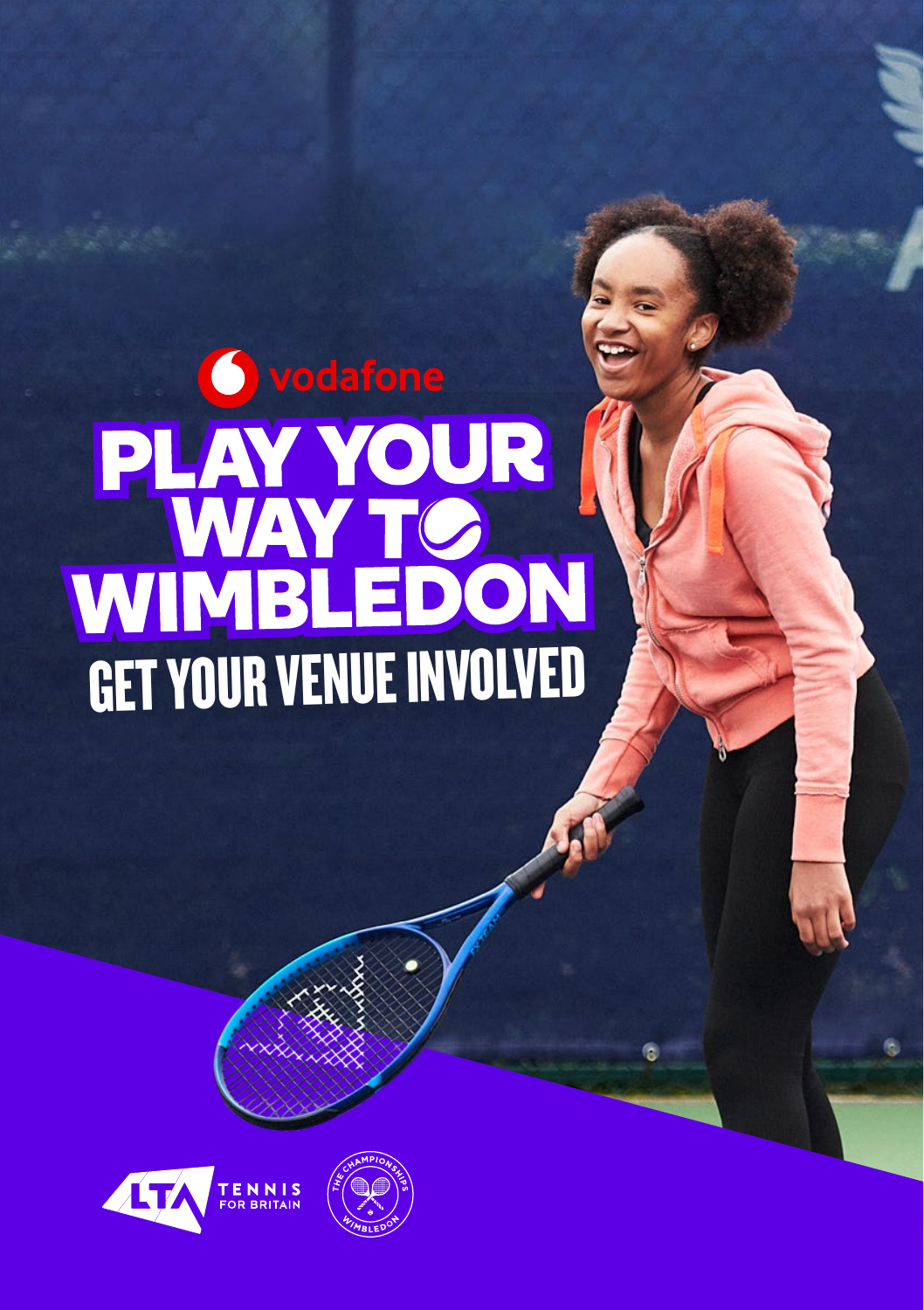vodafone

# PLAY YOUR WAY TO WIMBLEDON

## GET YOUR VENUE INVOLVED

LTA TENNIS FOR BRITAIN

THE CHAMPIONSHIPS WIMBLEDON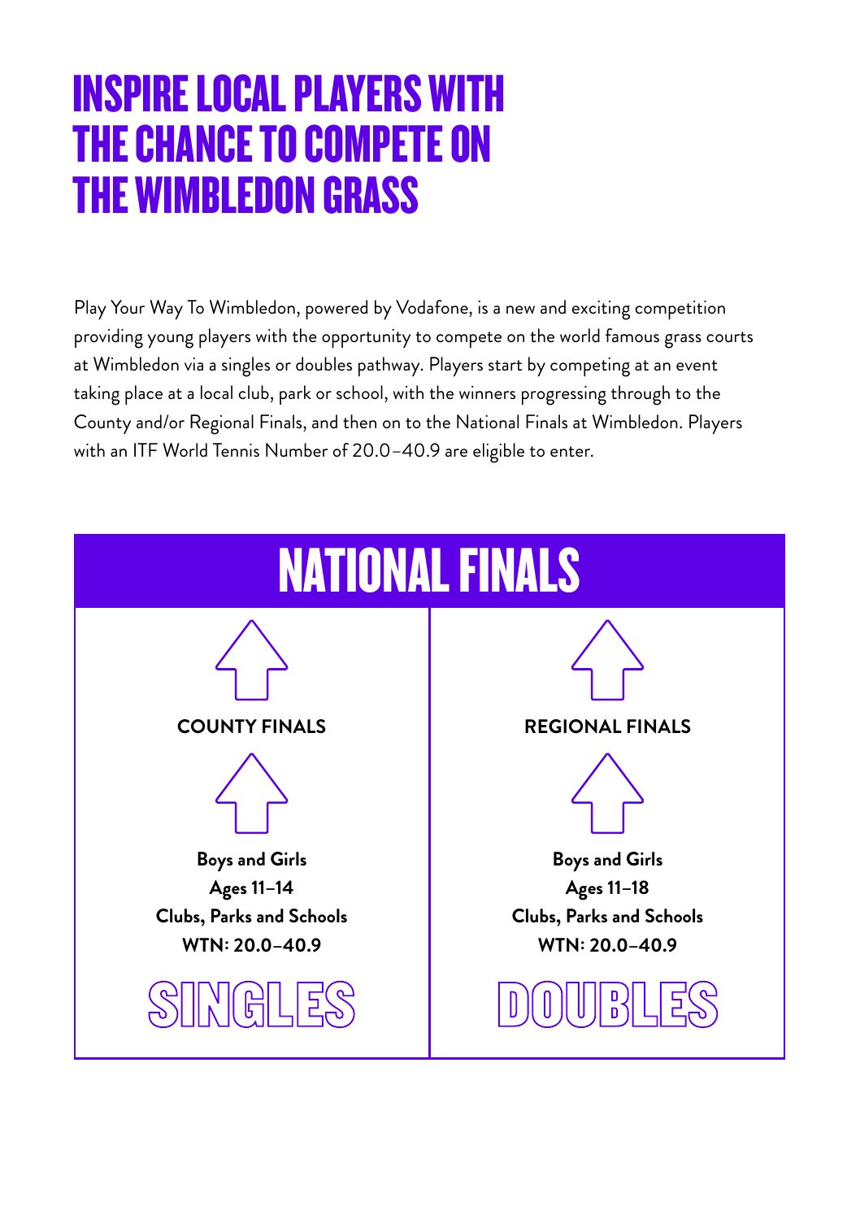# INSPIRE LOCAL PLAYERS WITH THE CHANCE TO COMPETE ON THE WIMBLEDON GRASS

Play Your Way To Wimbledon, powered by Vodafone, is a new and exciting competition providing young players with the opportunity to compete on the world famous grass courts at Wimbledon via a singles or doubles pathway. Players start by competing at an event taking place at a local club, park or school, with the winners progressing through to the County and/or Regional Finals, and then on to the National Finals at Wimbledon. Players with an ITF World Tennis Number of 20.0–40.9 are eligible to enter.

## NATIONAL FINALS

| SINGLES | DOUBLES |
| --- | --- |
| **COUNTY FINALS** | **REGIONAL FINALS** |
| **Boys and Girls**<br>**Ages 11–14**<br>**Clubs, Parks and Schools**<br>**WTN: 20.0–40.9** | **Boys and Girls**<br>**Ages 11–18**<br>**Clubs, Parks and Schools**<br>**WTN: 20.0–40.9** |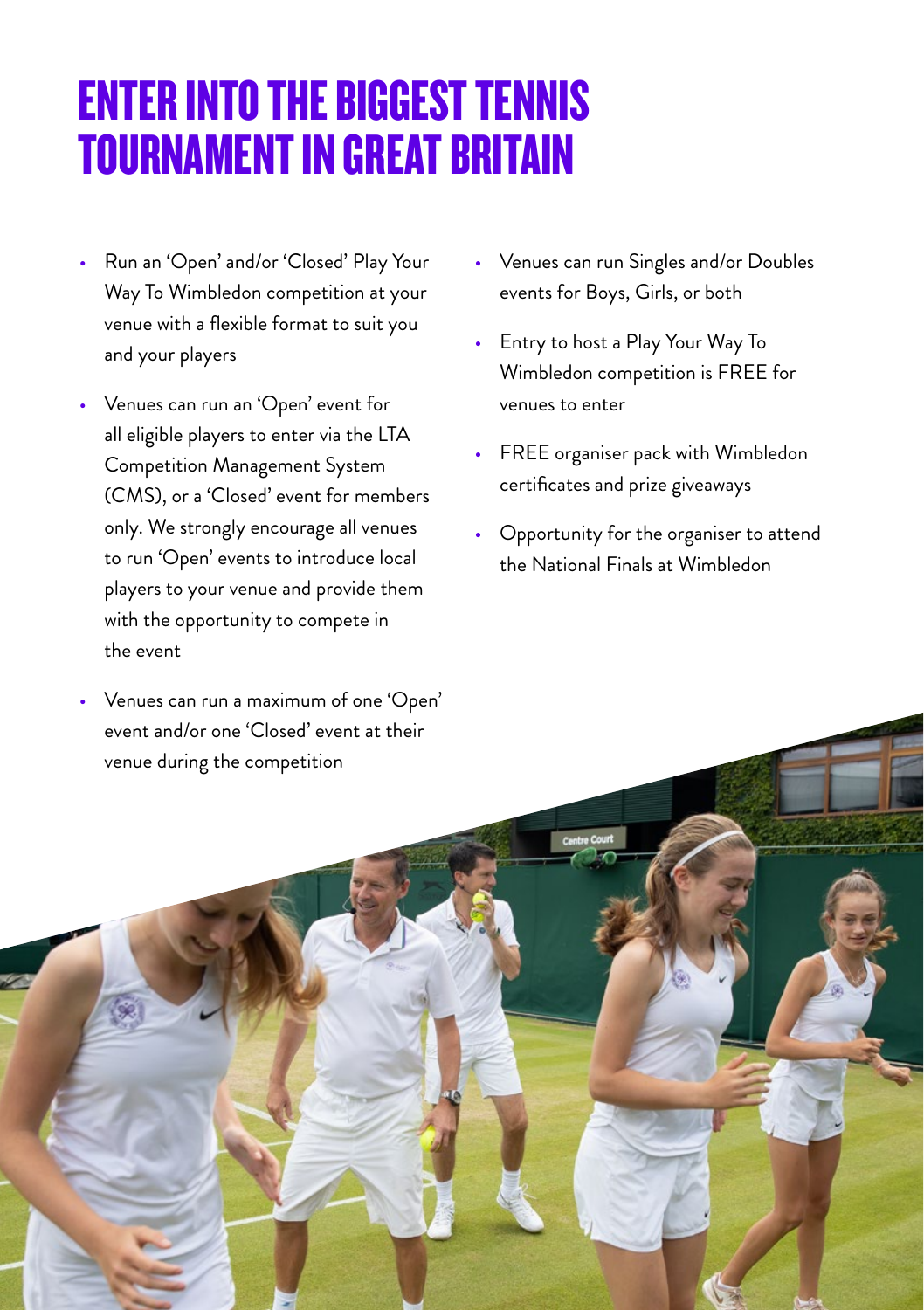# ENTER INTO THE BIGGEST TENNIS TOURNAMENT IN GREAT BRITAIN

- Run an 'Open' and/or 'Closed' Play Your Way To Wimbledon competition at your venue with a flexible format to suit you and your players
- Venues can run an 'Open' event for all eligible players to enter via the LTA Competition Management System (CMS), or a 'Closed' event for members only. We strongly encourage all venues to run 'Open' events to introduce local players to your venue and provide them with the opportunity to compete in the event
- Venues can run a maximum of one 'Open' event and/or one 'Closed' event at their venue during the competition
- Venues can run Singles and/or Doubles events for Boys, Girls, or both
- Entry to host a Play Your Way To Wimbledon competition is FREE for venues to enter
- FREE organiser pack with Wimbledon certificates and prize giveaways
- Opportunity for the organiser to attend the National Finals at Wimbledon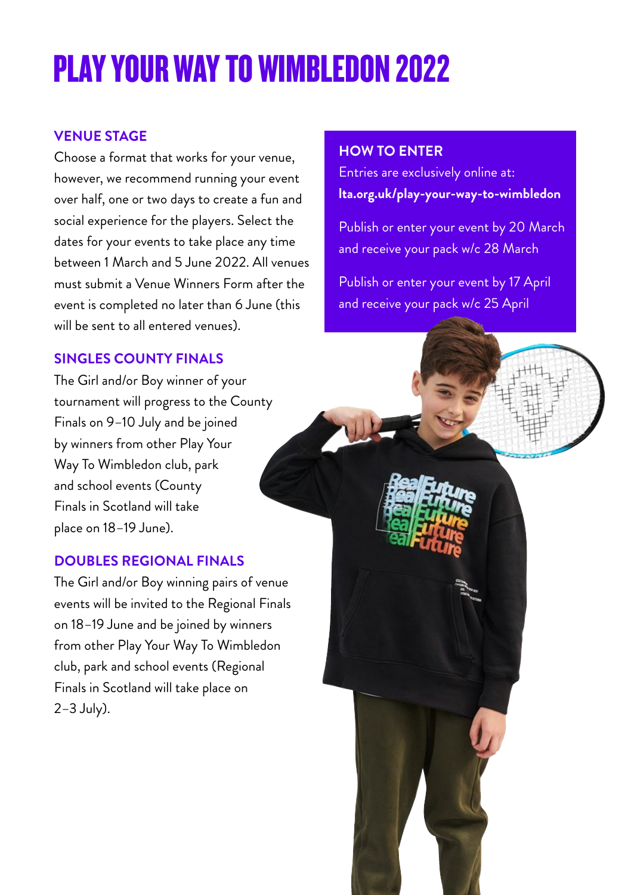# PLAY YOUR WAY TO WIMBLEDON 2022

## VENUE STAGE

Choose a format that works for your venue, however, we recommend running your event over half, one or two days to create a fun and social experience for the players. Select the dates for your events to take place any time between 1 March and 5 June 2022. All venues must submit a Venue Winners Form after the event is completed no later than 6 June (this will be sent to all entered venues).

## SINGLES COUNTY FINALS

The Girl and/or Boy winner of your tournament will progress to the County Finals on 9–10 July and be joined by winners from other Play Your Way To Wimbledon club, park and school events (County Finals in Scotland will take place on 18–19 June).

## DOUBLES REGIONAL FINALS

The Girl and/or Boy winning pairs of venue events will be invited to the Regional Finals on 18–19 June and be joined by winners from other Play Your Way To Wimbledon club, park and school events (Regional Finals in Scotland will take place on 2–3 July).

## HOW TO ENTER

Entries are exclusively online at:
**lta.org.uk/play-your-way-to-wimbledon**

Publish or enter your event by 20 March and receive your pack w/c 28 March

Publish or enter your event by 17 April and receive your pack w/c 25 April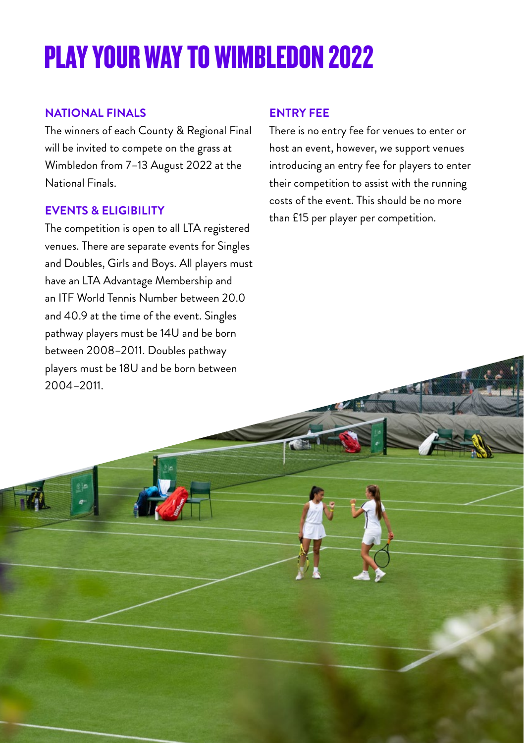# PLAY YOUR WAY TO WIMBLEDON 2022

### NATIONAL FINALS

The winners of each County & Regional Final will be invited to compete on the grass at Wimbledon from 7–13 August 2022 at the National Finals.

### EVENTS & ELIGIBILITY

The competition is open to all LTA registered venues. There are separate events for Singles and Doubles, Girls and Boys. All players must have an LTA Advantage Membership and an ITF World Tennis Number between 20.0 and 40.9 at the time of the event. Singles pathway players must be 14U and be born between 2008–2011. Doubles pathway players must be 18U and be born between 2004–2011.

### ENTRY FEE

There is no entry fee for venues to enter or host an event, however, we support venues introducing an entry fee for players to enter their competition to assist with the running costs of the event. This should be no more than £15 per player per competition.